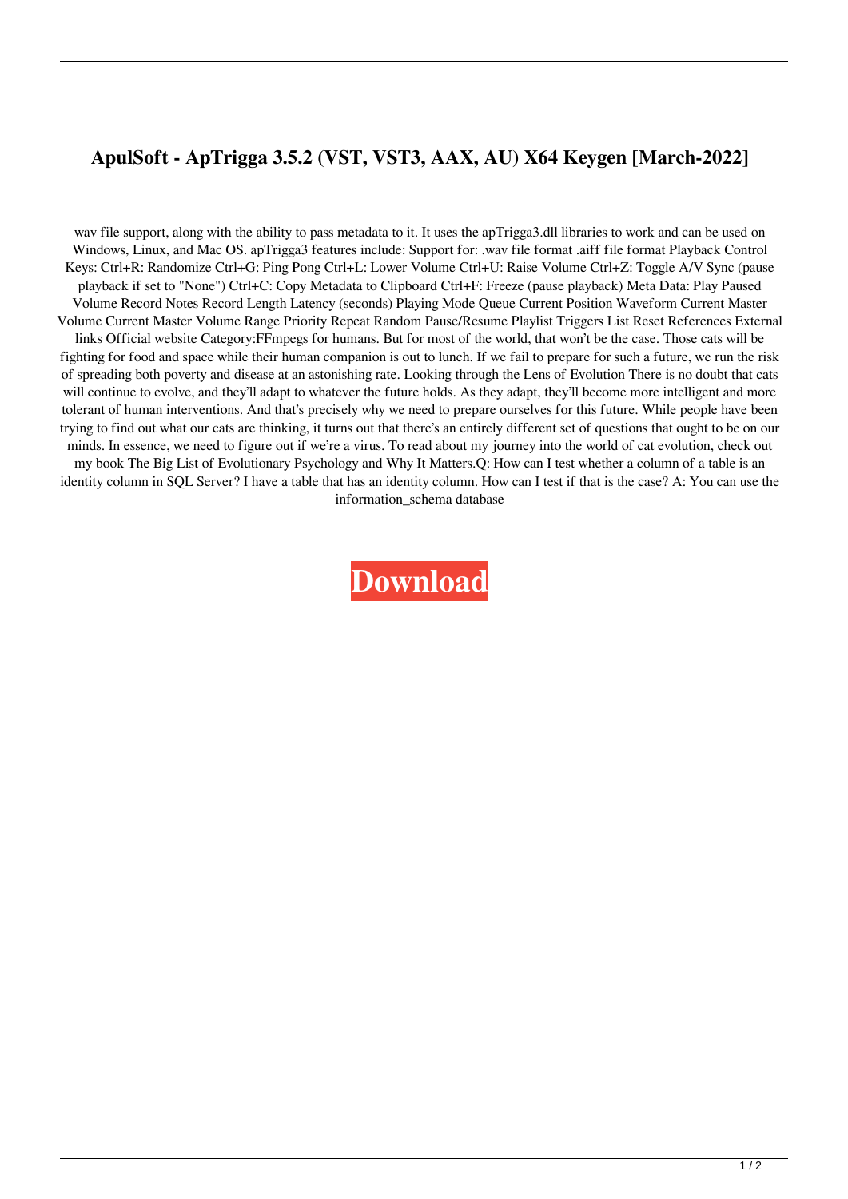# ApulSoft - ApTrigga 3.5.2 (VST, VST3, AAX, AU) X64 Keygen [March-2022]

wav file support, along with the ability to pass metadata to it. It uses the apTrigga3.dll libraries to work and can be used on Windows, Linux, and Mac OS. apTrigga3 features include: Support for: .wav file format .aiff file format Playback Control Keys: Ctrl+R: Randomize Ctrl+G: Ping Pong Ctrl+L: Lower Volume Ctrl+U: Raise Volume Ctrl+Z: Toggle A/V Sync (pause playback if set to "None") Ctrl+C: Copy Metadata to Clipboard Ctrl+F: Freeze (pause playback) Meta Data: Play Paused Volume Record Notes Record Length Latency (seconds) Playing Mode Queue Current Position Waveform Current Master Volume Current Master Volume Range Priority Repeat Random Pause/Resume Playlist Triggers List Reset References External links Official website Category:FFmpegs for humans. But for most of the world, that won't be the case. Those cats will be fighting for food and space while their human companion is out to lunch. If we fail to prepare for such a future, we run the risk of spreading both poverty and disease at an astonishing rate. Looking through the Lens of Evolution There is no doubt that cats will continue to evolve, and they'll adapt to whatever the future holds. As they adapt, they'll become more intelligent and more tolerant of human interventions. And that's precisely why we need to prepare ourselves for this future. While people have been trying to find out what our cats are thinking, it turns out that there's an entirely different set of questions that ought to be on our minds. In essence, we need to figure out if we're a virus. To read about my journey into the world of cat evolution, check out my book The Big List of Evolutionary Psychology and Why It Matters.Q: How can I test whether a column of a table is an identity column in SQL Server? I have a table that has an identity column. How can I test if that is the case? A: You can use the information_schema database

**Download**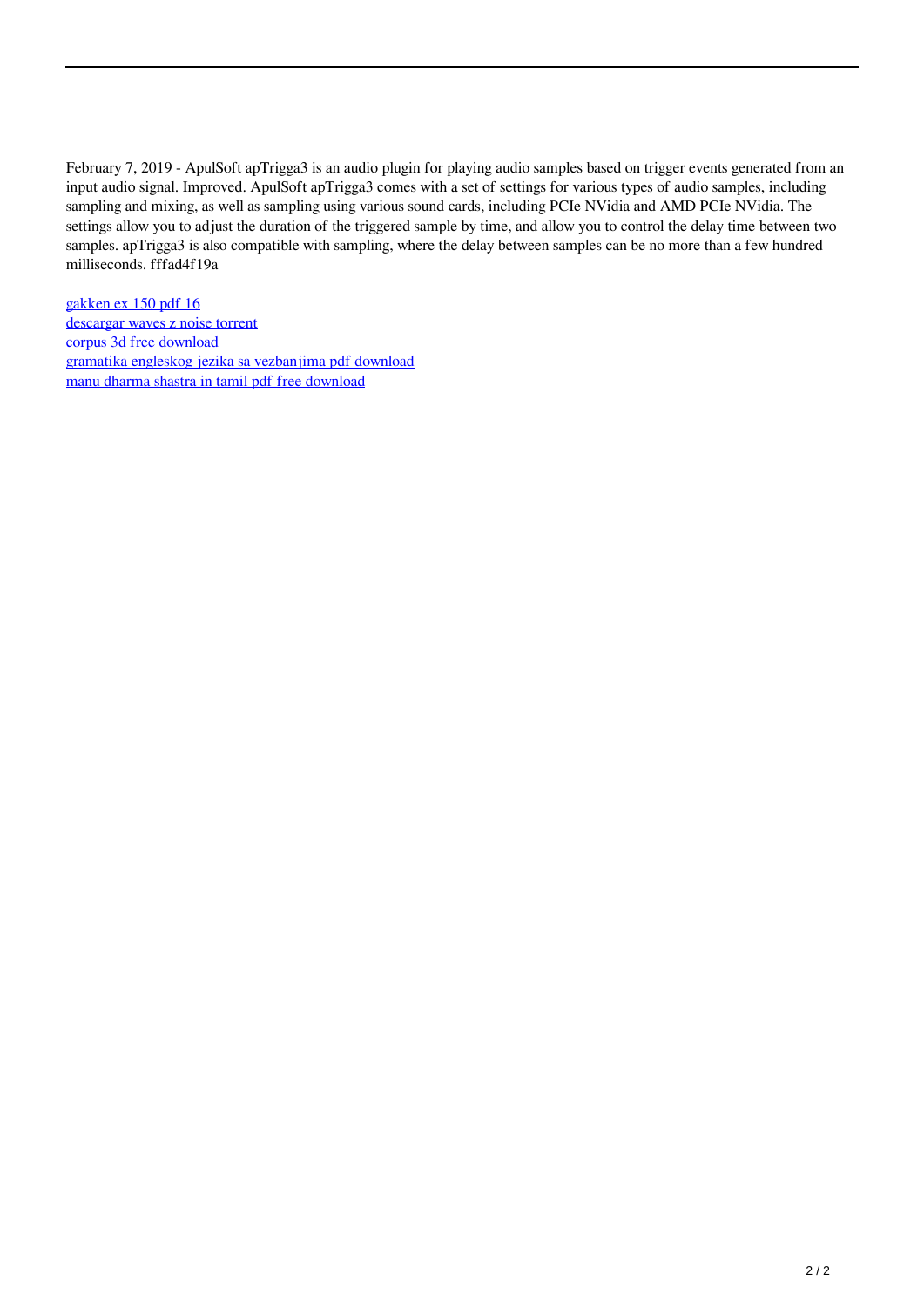February 7, 2019 - ApulSoft apTrigga3 is an audio plugin for playing audio samples based on trigger events generated from an input audio signal. Improved. ApulSoft apTrigga3 comes with a set of settings for various types of audio samples, including sampling and mixing, as well as sampling using various sound cards, including PCIe NVidia and AMD PCIe NVidia. The settings allow you to adjust the duration of the triggered sample by time, and allow you to control the delay time between two samples. apTrigga3 is also compatible with sampling, where the delay between samples can be no more than a few hundred milliseconds. fffad4f19a

gakken ex 150 pdf 16
descargar waves z noise torrent
corpus 3d free download
gramatika engleskog jezika sa vezbanjima pdf download
manu dharma shastra in tamil pdf free download